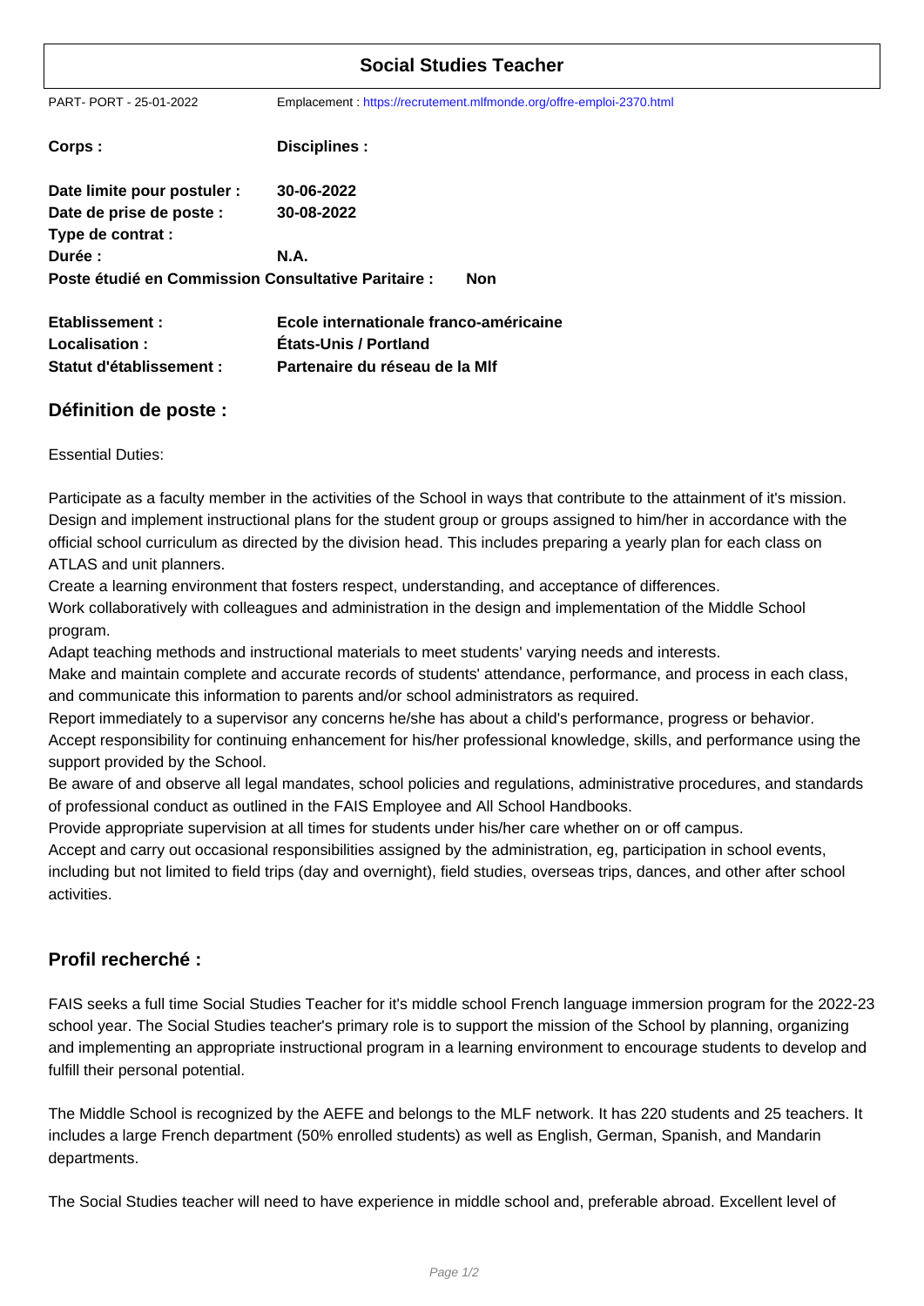# Social Studies Teacher

PART- PORT - 25-01-2022 — Emplacement : https://recrutement.mlfmonde.org/offre-emploi-2370.html

**Corps :** **Disciplines :**

**Date limite pour postuler :** **30-06-2022**
**Date de prise de poste :** **30-08-2022**
**Type de contrat :**
**Durée :** **N.A.**
**Poste étudié en Commission Consultative Paritaire :** **Non**

**Etablissement :** **Ecole internationale franco-américaine**
**Localisation :** **États-Unis / Portland**
**Statut d'établissement :** **Partenaire du réseau de la Mlf**

## Définition de poste :

Essential Duties:

Participate as a faculty member in the activities of the School in ways that contribute to the attainment of it's mission.
Design and implement instructional plans for the student group or groups assigned to him/her in accordance with the official school curriculum as directed by the division head. This includes preparing a yearly plan for each class on ATLAS and unit planners.
Create a learning environment that fosters respect, understanding, and acceptance of differences.
Work collaboratively with colleagues and administration in the design and implementation of the Middle School program.
Adapt teaching methods and instructional materials to meet students' varying needs and interests.
Make and maintain complete and accurate records of students' attendance, performance, and process in each class, and communicate this information to parents and/or school administrators as required.
Report immediately to a supervisor any concerns he/she has about a child's performance, progress or behavior.
Accept responsibility for continuing enhancement for his/her professional knowledge, skills, and performance using the support provided by the School.
Be aware of and observe all legal mandates, school policies and regulations, administrative procedures, and standards of professional conduct as outlined in the FAIS Employee and All School Handbooks.
Provide appropriate supervision at all times for students under his/her care whether on or off campus.
Accept and carry out occasional responsibilities assigned by the administration, eg, participation in school events, including but not limited to field trips (day and overnight), field studies, overseas trips, dances, and other after school activities.

## Profil recherché :

FAIS seeks a full time Social Studies Teacher for it's middle school French language immersion program for the 2022-23 school year. The Social Studies teacher's primary role is to support the mission of the School by planning, organizing and implementing an appropriate instructional program in a learning environment to encourage students to develop and fulfill their personal potential.

The Middle School is recognized by the AEFE and belongs to the MLF network. It has 220 students and 25 teachers. It includes a large French department (50% enrolled students) as well as English, German, Spanish, and Mandarin departments.

The Social Studies teacher will need to have experience in middle school and, preferable abroad. Excellent level of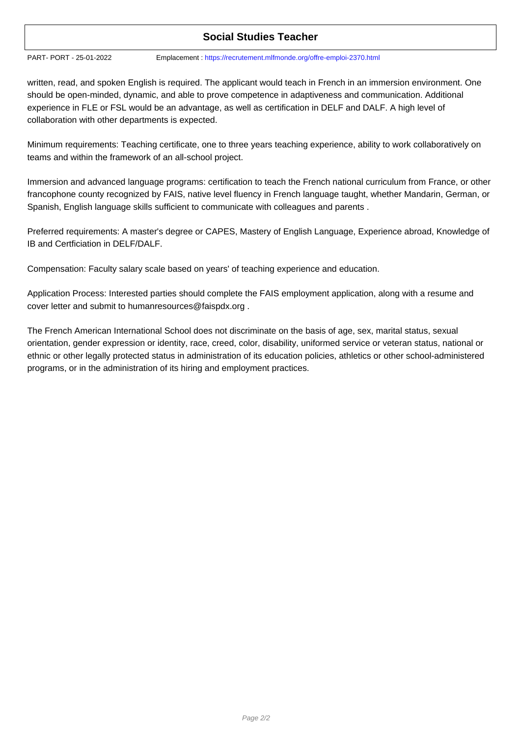written, read, and spoken English is required. The applicant would teach in French in an immersion environment. One should be open-minded, dynamic, and able to prove competence in adaptiveness and communication. Additional experience in FLE or FSL would be an advantage, as well as certification in DELF and DALF. A high level of collaboration with other departments is expected.

Minimum requirements: Teaching certificate, one to three years teaching experience, ability to work collaboratively on teams and within the framework of an all-school project.

Immersion and advanced language programs: certification to teach the French national curriculum from France, or other francophone county recognized by FAIS, native level fluency in French language taught, whether Mandarin, German, or Spanish, English language skills sufficient to communicate with colleagues and parents .

Preferred requirements: A master's degree or CAPES, Mastery of English Language, Experience abroad, Knowledge of IB and Certficiation in DELF/DALF.

Compensation: Faculty salary scale based on years' of teaching experience and education.

Application Process: Interested parties should complete the FAIS employment application, along with a resume and cover letter and submit to humanresources@faispdx.org .

The French American International School does not discriminate on the basis of age, sex, marital status, sexual orientation, gender expression or identity, race, creed, color, disability, uniformed service or veteran status, national or ethnic or other legally protected status in administration of its education policies, athletics or other school-administered programs, or in the administration of its hiring and employment practices.